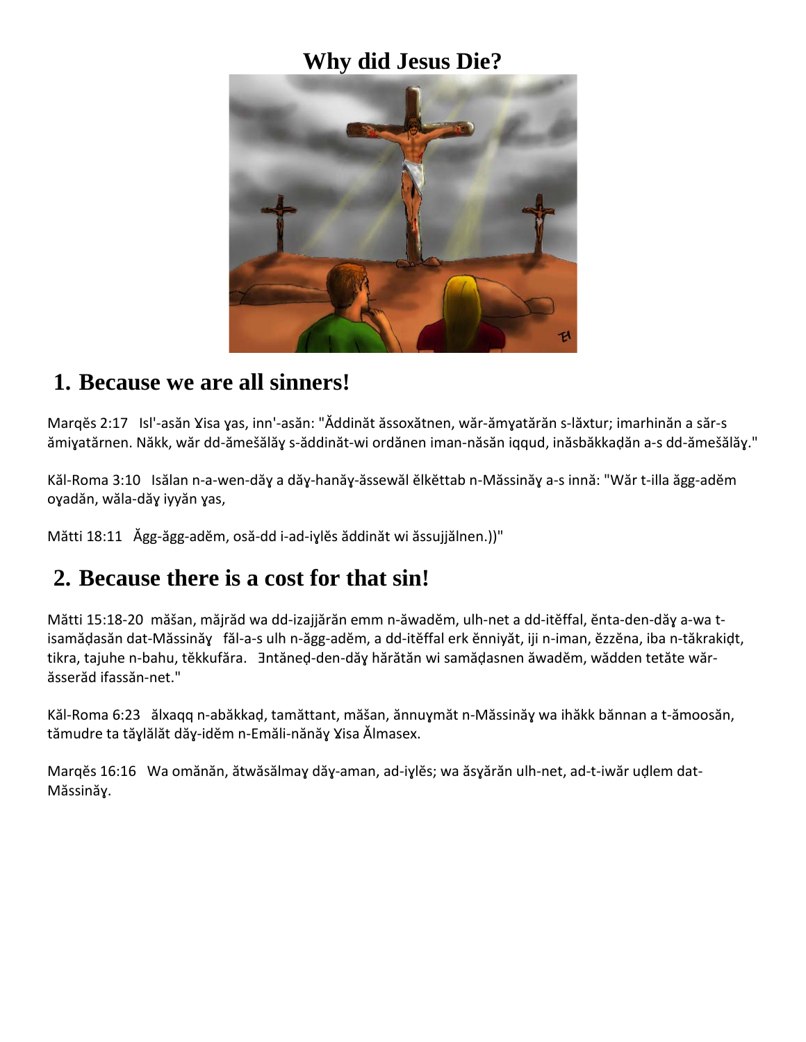# Why did Jesus Die?

## 1. Because we are all sinners!

Marqĕs 2:17   Isl'-asăn Ɣisa ɣas, inn'-asăn: "Ăddinăt ăssoxătnen, wăr-ămɣatărăn s-lăxtur; imarhinăn a săr-s ămiɣatărnen. Năkk, wăr dd-ămešăläɣ s-ăddinăt-wi ordănen iman-năsăn iqqud, inăsbăkkaḍăn a-s dd-ămešăläɣ."

Kăl-Roma 3:10   Isălan n-a-wen-dăɣ a dăɣ-hanăɣ-ăssewăl ĕlkĕttab n-Măssinăɣ a-s innă: "Wăr t-illa ăgg-adĕm oɣadăn, wăla-dăɣ iyyăn ɣas,

Mătti 18:11   Ăgg-ăgg-adĕm, osă-dd i-ad-iɣlĕs ăddinăt wi ăssujjălnen.))"

## 2. Because there is a cost for that sin!

Mătti 15:18-20  măšan, măjrăd wa dd-izajjărăn emm n-ăwadĕm, ulh-net a dd-itĕffal, ĕnta-den-dăɣ a-wa t-isamăḍasăn dat-Măssinăɣ   făl-a-s ulh n-ăgg-adĕm, a dd-itĕffal erk ĕnniyăt, iji n-iman, ĕzzĕna, iba n-tăkrakiḍt, tikra, tajuhe n-bahu, tĕkkufăra.   Ǝntăneḍ-den-dăɣ hărătăn wi samăḍasnen ăwadĕm, wădden tetăte wăr-ăsserăd ifassăn-net."

Kăl-Roma 6:23   ălxaqq n-abăkkaḍ, tamăttant, măšan, ănnuɣmăt n-Măssinăɣ wa ihăkk bănnan a t-ămoosăn, tămudre ta tăɣlălăt dăɣ-idĕm n-Emăli-nănăɣ Ɣisa Ălmasex.

Marqĕs 16:16   Wa omănăn, ătwăsălmaɣ dăɣ-aman, ad-iɣlĕs; wa ăsɣărăn ulh-net, ad-t-iwăr uḍlem dat-Măssinăɣ.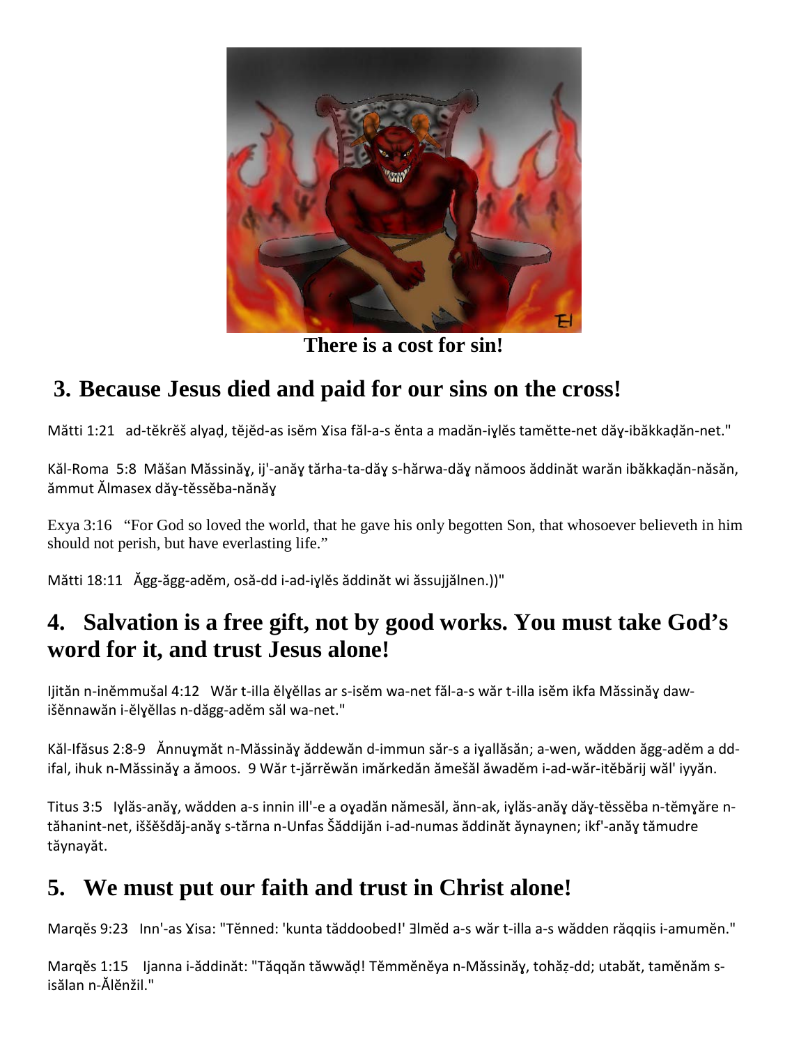There is a cost for sin!

## 3. Because Jesus died and paid for our sins on the cross!

Mătti 1:21 ad-tĕkrĕš alyaḍ, tĕjĕd-as isĕm Ɣisa făl-a-s ĕnta a madăn-iɣlĕs tamĕtte-net dăɣ-ibăkkaḍăn-net."

Kăl-Roma 5:8 Măšan Măssinăɣ, ij'-anăɣ tărha-ta-dăɣ s-hărwa-dăɣ nămoos ăddinăt warăn ibăkkaḍăn-năsăn, ămmut Ălmasex dăɣ-tĕssĕba-nănăɣ

Exya 3:16 "For God so loved the world, that he gave his only begotten Son, that whosoever believeth in him should not perish, but have everlasting life."

Mătti 18:11 Ăgg-ăgg-adĕm, osă-dd i-ad-iɣlĕs ăddinăt wi ăssujjălnen.))"

## 4. Salvation is a free gift, not by good works. You must take God's word for it, and trust Jesus alone!

Ijităn n-inĕmmušal 4:12 Wăr t-illa ĕlɣĕllas ar s-isĕm wa-net făl-a-s wăr t-illa isĕm ikfa Măssinăɣ daw-išĕnnawăn i-ĕlɣĕllas n-dăgg-adĕm săl wa-net."

Kăl-Ifăsus 2:8-9 Ănnuɣmăt n-Măssinăɣ ăddewăn d-immun săr-s a iɣallăsăn; a-wen, wădden ăgg-adĕm a dd-ifal, ihuk n-Măssinăɣ a ămoos. 9 Wăr t-jărrĕwăn imărkedăn ămešăl ăwadĕm i-ad-wăr-itĕbărij wăl' iyyăn.

Titus 3:5 Iɣlăs-anăɣ, wădden a-s innin ill'-e a oɣadăn nămesăl, ănn-ak, iɣlăs-anăɣ dăɣ-tĕssĕba n-tĕmɣăre n-tăhanint-net, iššĕšdăj-anăɣ s-tărna n-Unfas Šăddijăn i-ad-numas ăddinăt ăynaynen; ikf'-anăɣ tămudre tăynayăt.

## 5. We must put our faith and trust in Christ alone!

Marqĕs 9:23 Inn'-as Ɣisa: "Tĕnned: 'kunta tăddoobed!' Ǝlmĕd a-s wăr t-illa a-s wădden răqqiis i-amumĕn."

Marqĕs 1:15 Ijanna i-ăddinăt: "Tăqqăn tăwwăḍ! Tĕmmĕnĕya n-Măssinăɣ, tohăẓ-dd; utabăt, tamĕnăm s-isălan n-Ălĕnžil."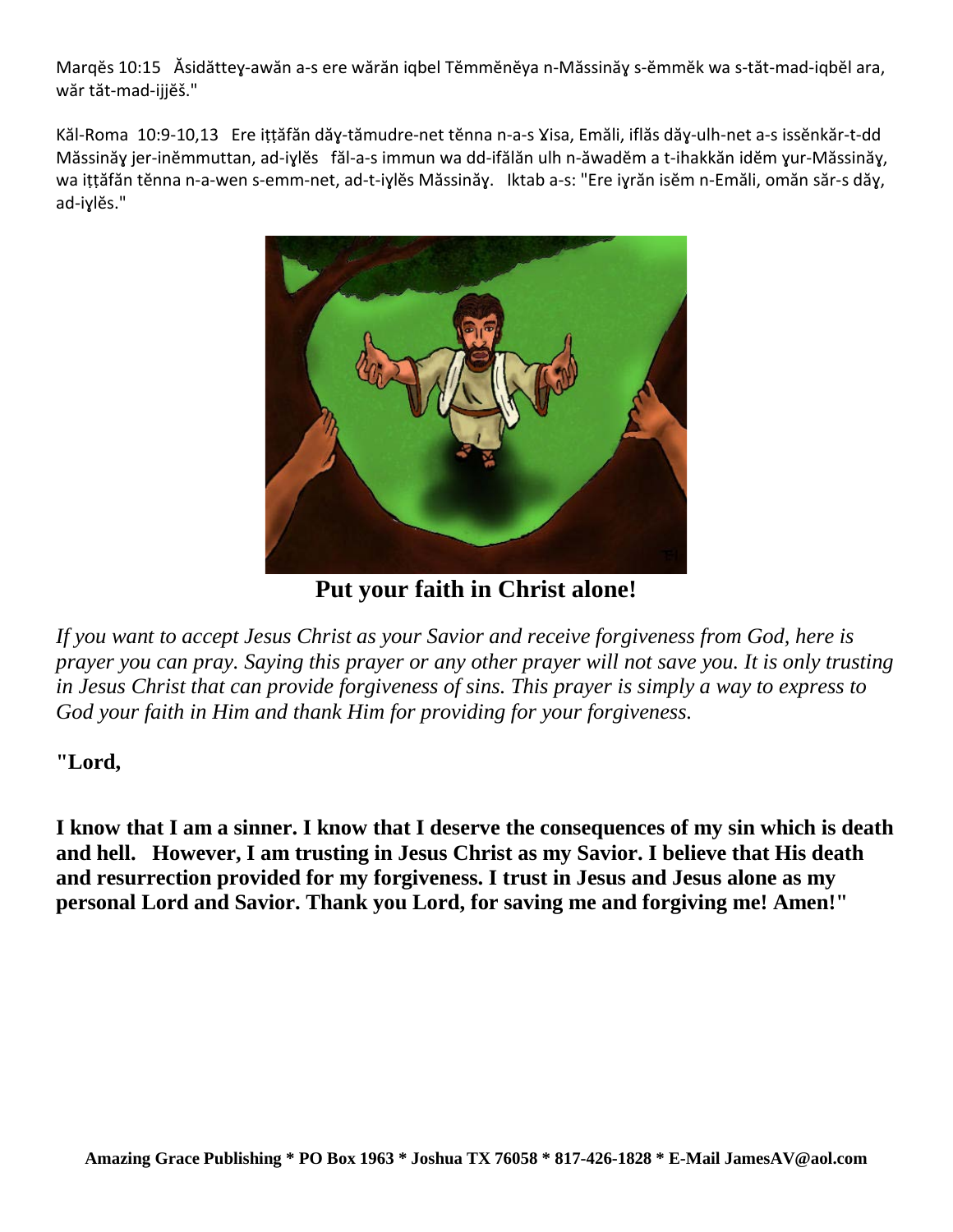Marqĕs 10:15 Ăsidăttey-awăn a-s ere wărăn iqbel Tĕmmĕnĕya n-Măssinăɣ s-ĕmmĕk wa s-tăt-mad-iqbĕl ara, wăr tăt-mad-ijjĕš."

Kăl-Roma 10:9-10,13 Ere iṭṭăfăn dăɣ-tămudre-net tĕnna n-a-s Ɣisa, Emăli, iflăs dăɣ-ulh-net a-s issĕnkăr-t-dd Măssinăɣ jer-inĕmmuttan, ad-iɣlĕs făl-a-s immun wa dd-ifălăn ulh n-ăwadĕm a t-ihakkăn idĕm ɣur-Măssinăɣ, wa iṭṭăfăn tĕnna n-a-wen s-emm-net, ad-t-iɣlĕs Măssinăɣ. Iktab a-s: "Ere iɣrăn isĕm n-Emăli, omăn săr-s dăɣ, ad-iɣlĕs."

**Put your faith in Christ alone!**

*If you want to accept Jesus Christ as your Savior and receive forgiveness from God, here is prayer you can pray. Saying this prayer or any other prayer will not save you. It is only trusting in Jesus Christ that can provide forgiveness of sins. This prayer is simply a way to express to God your faith in Him and thank Him for providing for your forgiveness.*

**"Lord,**

**I know that I am a sinner. I know that I deserve the consequences of my sin which is death and hell. However, I am trusting in Jesus Christ as my Savior. I believe that His death and resurrection provided for my forgiveness. I trust in Jesus and Jesus alone as my personal Lord and Savior. Thank you Lord, for saving me and forgiving me! Amen!"**

**Amazing Grace Publishing * PO Box 1963 * Joshua TX 76058 * 817-426-1828 * E-Mail JamesAV@aol.com**